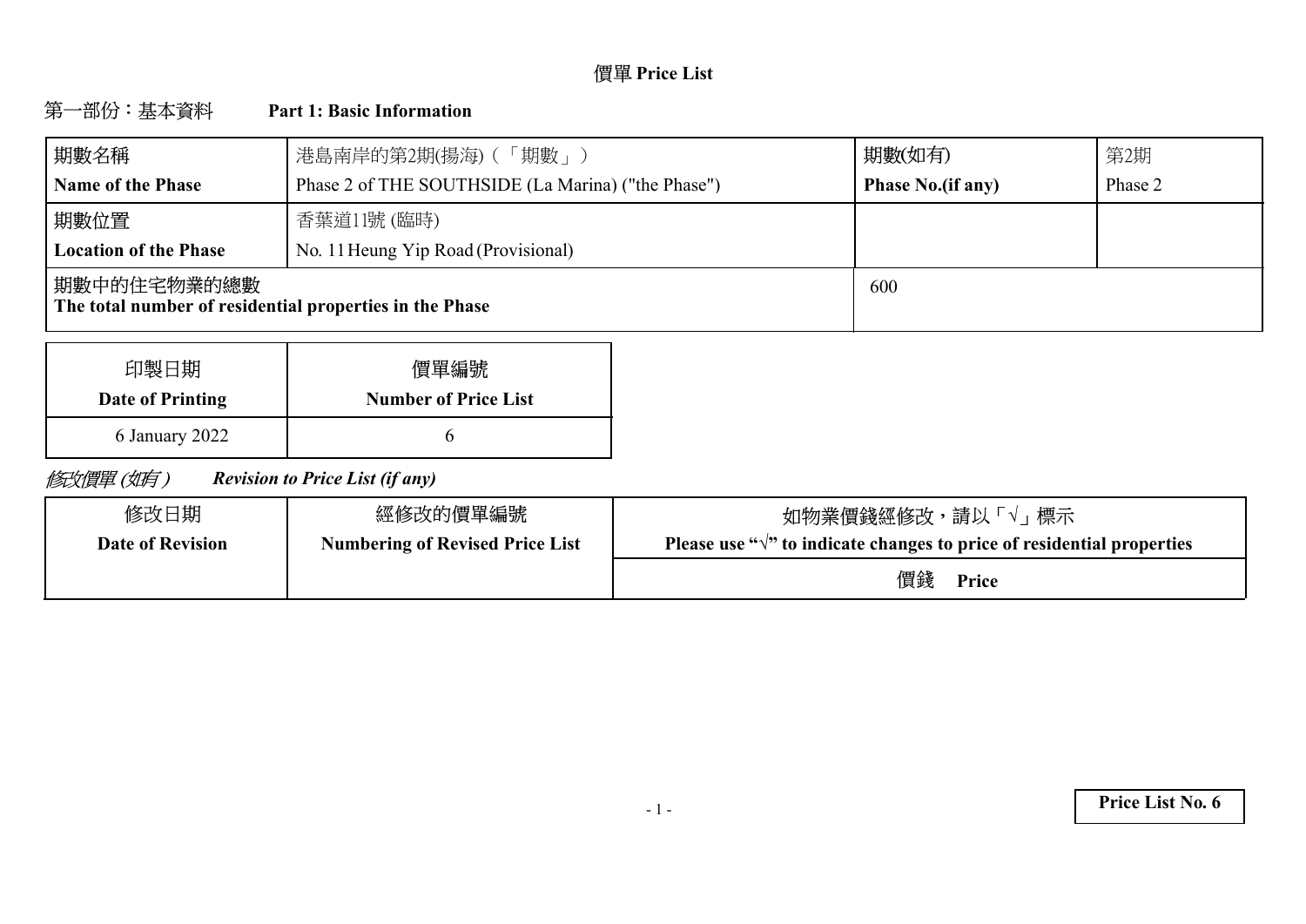# 價單 Price List

## 第一部份：基本資料 Part 1: Basic Information

| 期數名稱<br>**Name of the Phase** | 港島南岸的第2期(揚海)（「期數」）<br>Phase 2 of THE SOUTHSIDE (La Marina) ("the Phase") | 期數(如有)<br>**Phase No.(if any)** | 第2期<br>Phase 2 |
|---|---|---|---|
| 期數位置<br>**Location of the Phase** | 香葉道11號 (臨時)<br>No. 11 Heung Yip Road (Provisional) | | |
| 期數中的住宅物業的總數<br>**The total number of residential properties in the Phase** | | 600 | |

| 印製日期<br>**Date of Printing** | 價單編號<br>**Number of Price List** |
|---|---|
| 6 January 2022 | 6 |

*修改價單 (如有)* ***Revision to Price List (if any)***

| 修改日期<br>**Date of Revision** | 經修改的價單編號<br>**Numbering of Revised Price List** | 如物業價錢經修改，請以「√」標示<br>**Please use "√" to indicate changes to price of residential properties** |
|---|---|---|
| | | 價錢 **Price** |

**Price List No. 6**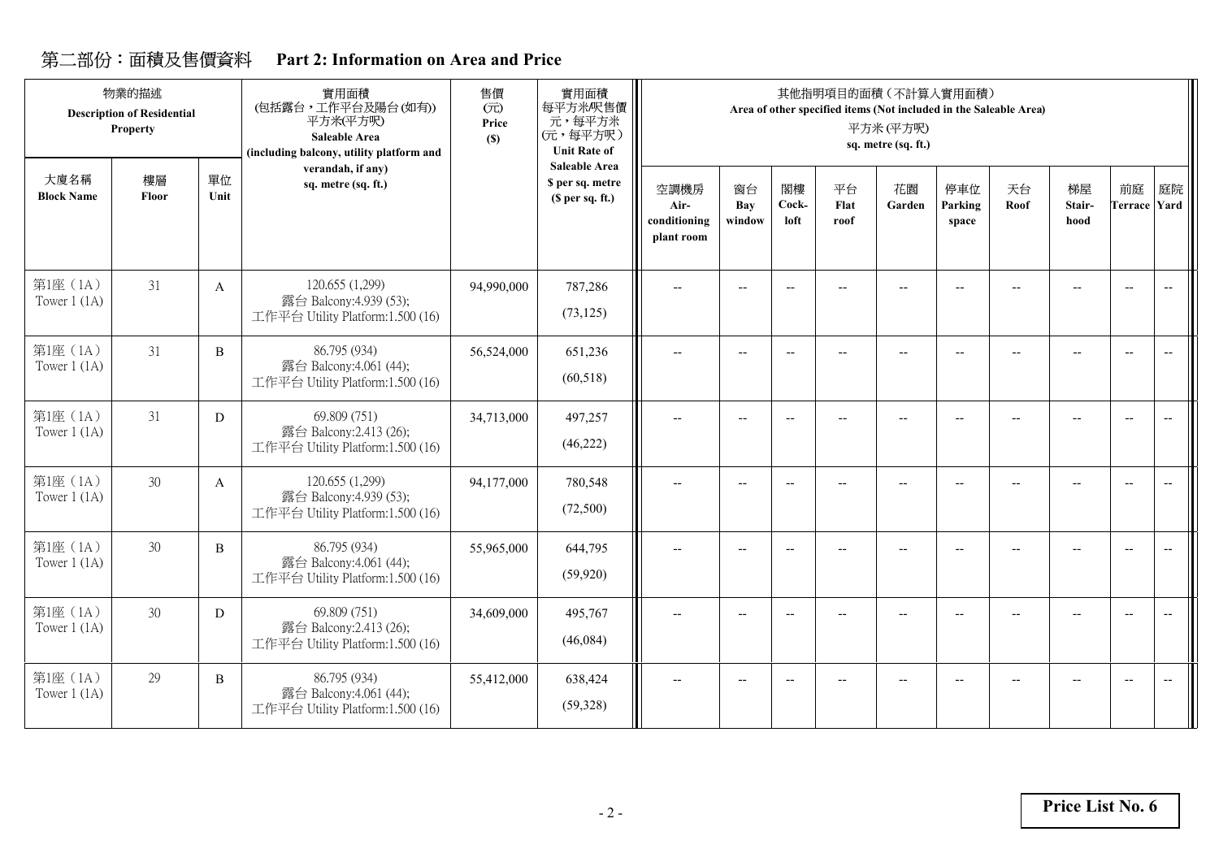## 第二部份：面積及售價資料 Part 2: Information on Area and Price

| 物業的描述 Description of Residential Property | | | 實用面積 (包括露台，工作平台及陽台(如有)) 平方米(平方呎) Saleable Area (including balcony, utility platform and verandah, if any) sq. metre (sq. ft.) | 售價 (元) Price ($) | 實用面積每平方米/呎售價 元，每平方米 (元，每平方呎) Unit Rate of Saleable Area $ per sq. metre ($ per sq. ft.) | 其他指明項目的面積（不計算入實用面積） Area of other specified items (Not included in the Saleable Area) 平方米 (平方呎) sq. metre (sq. ft.) | | | | | | | | | |
|---|---|---|---|---|---|---|---|---|---|---|---|---|---|---|---|
| 大廈名稱 Block Name | 樓層 Floor | 單位 Unit | | | | 空調機房 Air-conditioning plant room | 窗台 Bay window | 閣樓 Cock-loft | 平台 Flat roof | 花園 Garden | 停車位 Parking space | 天台 Roof | 梯屋 Stair-hood | 前庭 Terrace | 庭院 Yard |
| 第1座（1A） Tower 1 (1A) | 31 | A | 120.655 (1,299) 露台 Balcony:4.939 (53); 工作平台 Utility Platform:1.500 (16) | 94,990,000 | 787,286 (73,125) | -- | -- | -- | -- | -- | -- | -- | -- | -- | -- |
| 第1座（1A） Tower 1 (1A) | 31 | B | 86.795 (934) 露台 Balcony:4.061 (44); 工作平台 Utility Platform:1.500 (16) | 56,524,000 | 651,236 (60,518) | -- | -- | -- | -- | -- | -- | -- | -- | -- | -- |
| 第1座（1A） Tower 1 (1A) | 31 | D | 69.809 (751) 露台 Balcony:2.413 (26); 工作平台 Utility Platform:1.500 (16) | 34,713,000 | 497,257 (46,222) | -- | -- | -- | -- | -- | -- | -- | -- | -- | -- |
| 第1座（1A） Tower 1 (1A) | 30 | A | 120.655 (1,299) 露台 Balcony:4.939 (53); 工作平台 Utility Platform:1.500 (16) | 94,177,000 | 780,548 (72,500) | -- | -- | -- | -- | -- | -- | -- | -- | -- | -- |
| 第1座（1A） Tower 1 (1A) | 30 | B | 86.795 (934) 露台 Balcony:4.061 (44); 工作平台 Utility Platform:1.500 (16) | 55,965,000 | 644,795 (59,920) | -- | -- | -- | -- | -- | -- | -- | -- | -- | -- |
| 第1座（1A） Tower 1 (1A) | 30 | D | 69.809 (751) 露台 Balcony:2.413 (26); 工作平台 Utility Platform:1.500 (16) | 34,609,000 | 495,767 (46,084) | -- | -- | -- | -- | -- | -- | -- | -- | -- | -- |
| 第1座（1A） Tower 1 (1A) | 29 | B | 86.795 (934) 露台 Balcony:4.061 (44); 工作平台 Utility Platform:1.500 (16) | 55,412,000 | 638,424 (59,328) | -- | -- | -- | -- | -- | -- | -- | -- | -- | -- |

**Price List No. 6**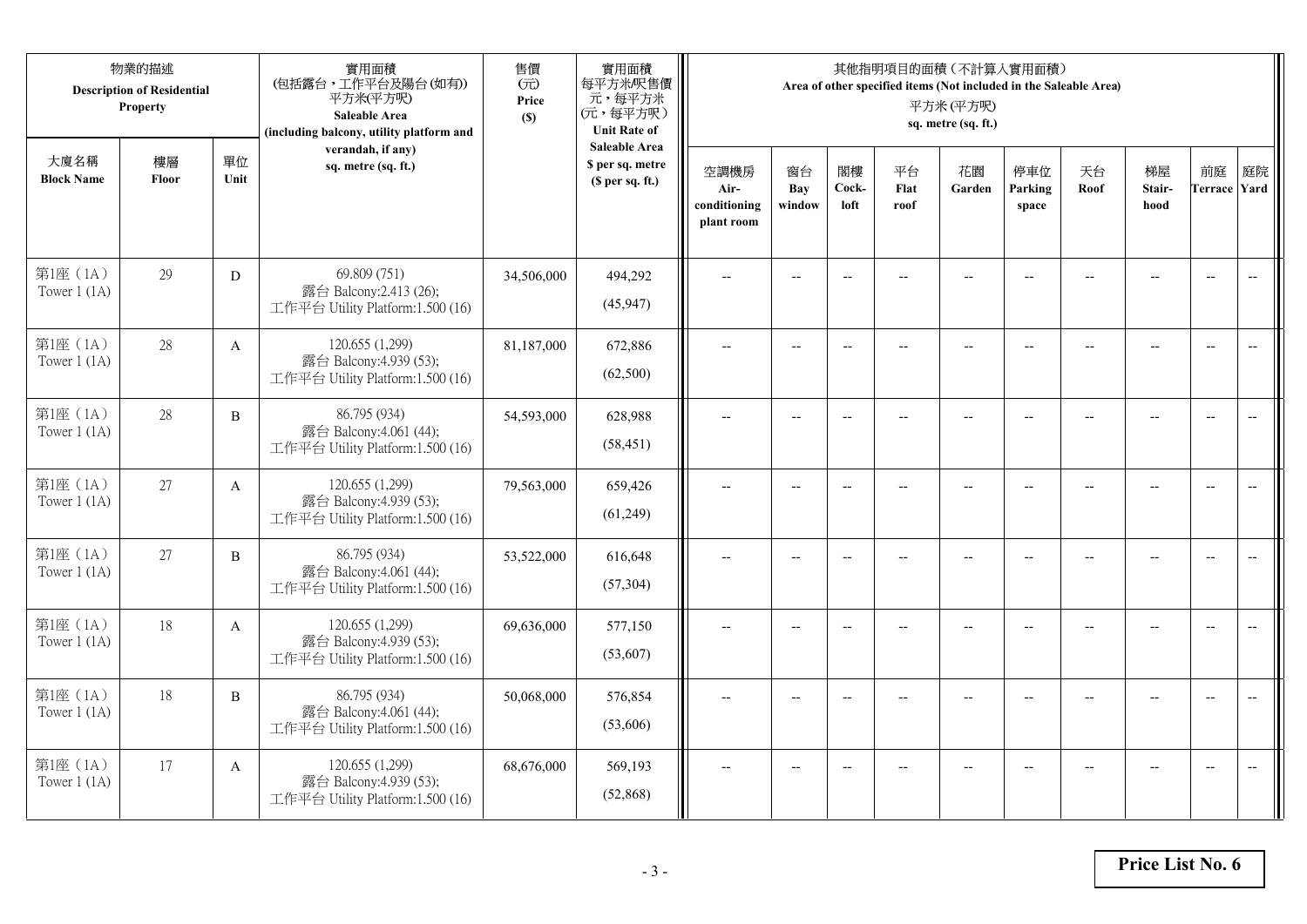| 物業的描述 Description of Residential Property | | | 實用面積 (包括露台，工作平台及陽台(如有)) 平方米(平方呎) Saleable Area (including balcony, utility platform and verandah, if any) sq. metre (sq. ft.) | 售價 (元) Price ($) | 實用面積 每平方米/呎售價 元，每平方米 (元，每平方呎) Unit Rate of Saleable Area $ per sq. metre ($ per sq. ft.) | 其他指明項目的面積（不計算入實用面積） Area of other specified items (Not included in the Saleable Area) 平方米 (平方呎) sq. metre (sq. ft.) | | | | | | | | | |
|---|---|---|---|---|---|---|---|---|---|---|---|---|---|---|---|
| 大廈名稱 Block Name | 樓層 Floor | 單位 Unit | | | | 空調機房 Air-conditioning plant room | 窗台 Bay window | 閣樓 Cock-loft | 平台 Flat roof | 花園 Garden | 停車位 Parking space | 天台 Roof | 梯屋 Stair-hood | 前庭 Terrace | 庭院 Yard |
| 第1座（1A） Tower 1 (1A) | 29 | D | 69.809 (751) 露台 Balcony:2.413 (26); 工作平台 Utility Platform:1.500 (16) | 34,506,000 | 494,292 (45,947) | -- | -- | -- | -- | -- | -- | -- | -- | -- | -- |
| 第1座（1A） Tower 1 (1A) | 28 | A | 120.655 (1,299) 露台 Balcony:4.939 (53); 工作平台 Utility Platform:1.500 (16) | 81,187,000 | 672,886 (62,500) | -- | -- | -- | -- | -- | -- | -- | -- | -- | -- |
| 第1座（1A） Tower 1 (1A) | 28 | B | 86.795 (934) 露台 Balcony:4.061 (44); 工作平台 Utility Platform:1.500 (16) | 54,593,000 | 628,988 (58,451) | -- | -- | -- | -- | -- | -- | -- | -- | -- | -- |
| 第1座（1A） Tower 1 (1A) | 27 | A | 120.655 (1,299) 露台 Balcony:4.939 (53); 工作平台 Utility Platform:1.500 (16) | 79,563,000 | 659,426 (61,249) | -- | -- | -- | -- | -- | -- | -- | -- | -- | -- |
| 第1座（1A） Tower 1 (1A) | 27 | B | 86.795 (934) 露台 Balcony:4.061 (44); 工作平台 Utility Platform:1.500 (16) | 53,522,000 | 616,648 (57,304) | -- | -- | -- | -- | -- | -- | -- | -- | -- | -- |
| 第1座（1A） Tower 1 (1A) | 18 | A | 120.655 (1,299) 露台 Balcony:4.939 (53); 工作平台 Utility Platform:1.500 (16) | 69,636,000 | 577,150 (53,607) | -- | -- | -- | -- | -- | -- | -- | -- | -- | -- |
| 第1座（1A） Tower 1 (1A) | 18 | B | 86.795 (934) 露台 Balcony:4.061 (44); 工作平台 Utility Platform:1.500 (16) | 50,068,000 | 576,854 (53,606) | -- | -- | -- | -- | -- | -- | -- | -- | -- | -- |
| 第1座（1A） Tower 1 (1A) | 17 | A | 120.655 (1,299) 露台 Balcony:4.939 (53); 工作平台 Utility Platform:1.500 (16) | 68,676,000 | 569,193 (52,868) | -- | -- | -- | -- | -- | -- | -- | -- | -- | -- |

**Price List No. 6**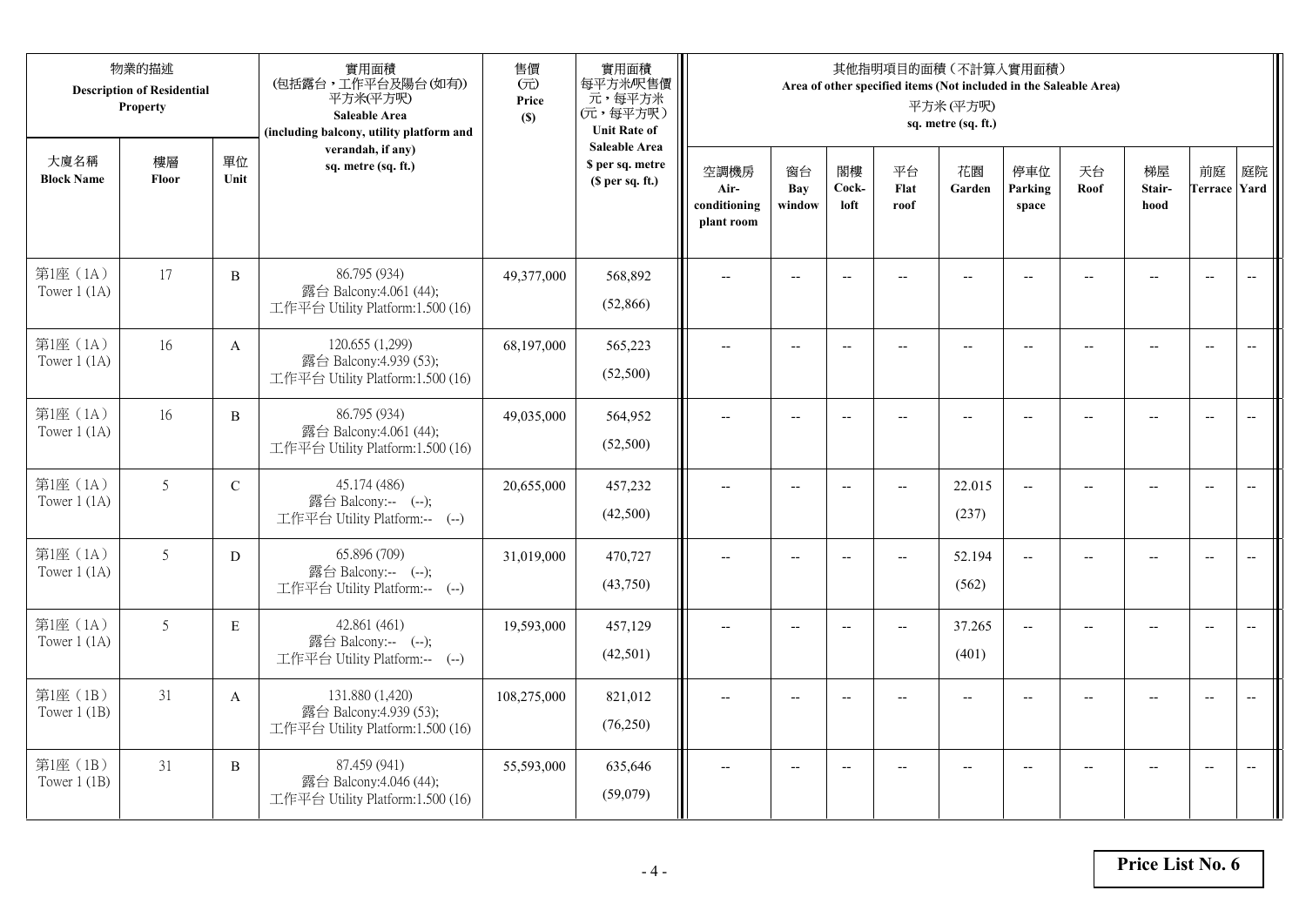| 物業的描述 Description of Residential Property | | | 實用面積 (包括露台，工作平台及陽台(如有)) 平方米(平方呎) Saleable Area (including balcony, utility platform and verandah, if any) sq. metre (sq. ft.) | 售價 (元) Price ($) | 實用面積 每平方米/呎售價 元，每平方米 (元，每平方呎) Unit Rate of Saleable Area $ per sq. metre ($ per sq. ft.) | 其他指明項目的面積（不計算入實用面積） Area of other specified items (Not included in the Saleable Area) 平方米 (平方呎) sq. metre (sq. ft.) | | | | | | | | | |
|---|---|---|---|---|---|---|---|---|---|---|---|---|---|---|---|
| 大廈名稱 Block Name | 樓層 Floor | 單位 Unit | | | | 空調機房 Air-conditioning plant room | 窗台 Bay window | 閣樓 Cock-loft | 平台 Flat roof | 花園 Garden | 停車位 Parking space | 天台 Roof | 梯屋 Stair-hood | 前庭 Terrace | 庭院 Yard |
| 第1座（1A） Tower 1 (1A) | 17 | B | 86.795 (934) 露台 Balcony:4.061 (44); 工作平台 Utility Platform:1.500 (16) | 49,377,000 | 568,892 (52,866) | -- | -- | -- | -- | -- | -- | -- | -- | -- | -- |
| 第1座（1A） Tower 1 (1A) | 16 | A | 120.655 (1,299) 露台 Balcony:4.939 (53); 工作平台 Utility Platform:1.500 (16) | 68,197,000 | 565,223 (52,500) | -- | -- | -- | -- | -- | -- | -- | -- | -- | -- |
| 第1座（1A） Tower 1 (1A) | 16 | B | 86.795 (934) 露台 Balcony:4.061 (44); 工作平台 Utility Platform:1.500 (16) | 49,035,000 | 564,952 (52,500) | -- | -- | -- | -- | -- | -- | -- | -- | -- | -- |
| 第1座（1A） Tower 1 (1A) | 5 | C | 45.174 (486) 露台 Balcony:-- (--); 工作平台 Utility Platform:-- (--) | 20,655,000 | 457,232 (42,500) | -- | -- | -- | -- | 22.015 (237) | -- | -- | -- | -- | -- |
| 第1座（1A） Tower 1 (1A) | 5 | D | 65.896 (709) 露台 Balcony:-- (--); 工作平台 Utility Platform:-- (--) | 31,019,000 | 470,727 (43,750) | -- | -- | -- | -- | 52.194 (562) | -- | -- | -- | -- | -- |
| 第1座（1A） Tower 1 (1A) | 5 | E | 42.861 (461) 露台 Balcony:-- (--); 工作平台 Utility Platform:-- (--) | 19,593,000 | 457,129 (42,501) | -- | -- | -- | -- | 37.265 (401) | -- | -- | -- | -- | -- |
| 第1座（1B） Tower 1 (1B) | 31 | A | 131.880 (1,420) 露台 Balcony:4.939 (53); 工作平台 Utility Platform:1.500 (16) | 108,275,000 | 821,012 (76,250) | -- | -- | -- | -- | -- | -- | -- | -- | -- | -- |
| 第1座（1B） Tower 1 (1B) | 31 | B | 87.459 (941) 露台 Balcony:4.046 (44); 工作平台 Utility Platform:1.500 (16) | 55,593,000 | 635,646 (59,079) | -- | -- | -- | -- | -- | -- | -- | -- | -- | -- |

**Price List No. 6**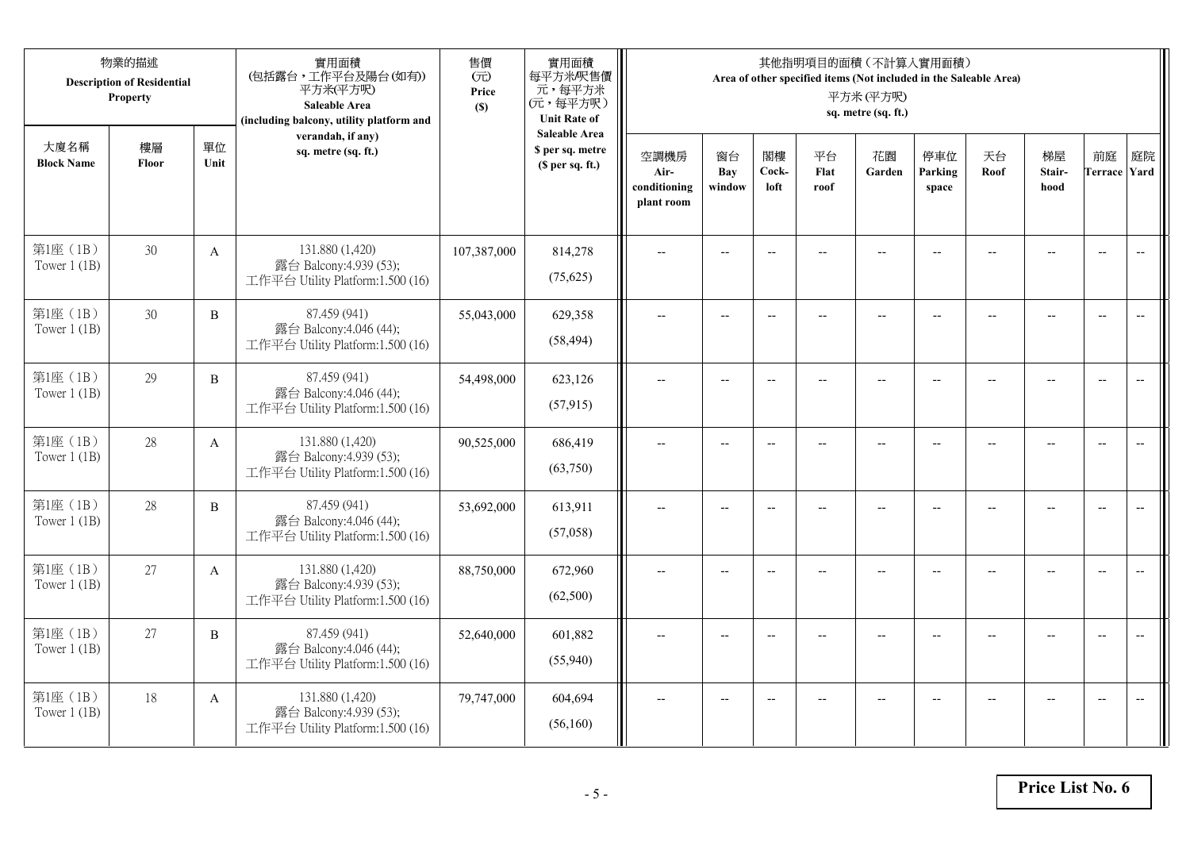| 物業的描述 Description of Residential Property | | | 實用面積 (包括露台，工作平台及陽台(如有)) 平方米(平方呎) Saleable Area (including balcony, utility platform and verandah, if any) sq. metre (sq. ft.) | 售價 (元) Price ($) | 實用面積 每平方米/呎售價 元，每平方米 (元，每平方呎) Unit Rate of Saleable Area $ per sq. metre ($ per sq. ft.) | 其他指明項目的面積（不計算入實用面積） Area of other specified items (Not included in the Saleable Area) 平方米 (平方呎) sq. metre (sq. ft.) | | | | | | | | | |
|---|---|---|---|---|---|---|---|---|---|---|---|---|---|---|---|
| 大廈名稱 Block Name | 樓層 Floor | 單位 Unit | | | | 空調機房 Air-conditioning plant room | 窗台 Bay window | 閣樓 Cock-loft | 平台 Flat roof | 花園 Garden | 停車位 Parking space | 天台 Roof | 梯屋 Stair-hood | 前庭 Terrace | 庭院 Yard |
| 第1座（1B） Tower 1 (1B) | 30 | A | 131.880 (1,420) 露台 Balcony:4.939 (53); 工作平台 Utility Platform:1.500 (16) | 107,387,000 | 814,278 (75,625) | -- | -- | -- | -- | -- | -- | -- | -- | -- | -- |
| 第1座（1B） Tower 1 (1B) | 30 | B | 87.459 (941) 露台 Balcony:4.046 (44); 工作平台 Utility Platform:1.500 (16) | 55,043,000 | 629,358 (58,494) | -- | -- | -- | -- | -- | -- | -- | -- | -- | -- |
| 第1座（1B） Tower 1 (1B) | 29 | B | 87.459 (941) 露台 Balcony:4.046 (44); 工作平台 Utility Platform:1.500 (16) | 54,498,000 | 623,126 (57,915) | -- | -- | -- | -- | -- | -- | -- | -- | -- | -- |
| 第1座（1B） Tower 1 (1B) | 28 | A | 131.880 (1,420) 露台 Balcony:4.939 (53); 工作平台 Utility Platform:1.500 (16) | 90,525,000 | 686,419 (63,750) | -- | -- | -- | -- | -- | -- | -- | -- | -- | -- |
| 第1座（1B） Tower 1 (1B) | 28 | B | 87.459 (941) 露台 Balcony:4.046 (44); 工作平台 Utility Platform:1.500 (16) | 53,692,000 | 613,911 (57,058) | -- | -- | -- | -- | -- | -- | -- | -- | -- | -- |
| 第1座（1B） Tower 1 (1B) | 27 | A | 131.880 (1,420) 露台 Balcony:4.939 (53); 工作平台 Utility Platform:1.500 (16) | 88,750,000 | 672,960 (62,500) | -- | -- | -- | -- | -- | -- | -- | -- | -- | -- |
| 第1座（1B） Tower 1 (1B) | 27 | B | 87.459 (941) 露台 Balcony:4.046 (44); 工作平台 Utility Platform:1.500 (16) | 52,640,000 | 601,882 (55,940) | -- | -- | -- | -- | -- | -- | -- | -- | -- | -- |
| 第1座（1B） Tower 1 (1B) | 18 | A | 131.880 (1,420) 露台 Balcony:4.939 (53); 工作平台 Utility Platform:1.500 (16) | 79,747,000 | 604,694 (56,160) | -- | -- | -- | -- | -- | -- | -- | -- | -- | -- |

**Price List No. 6**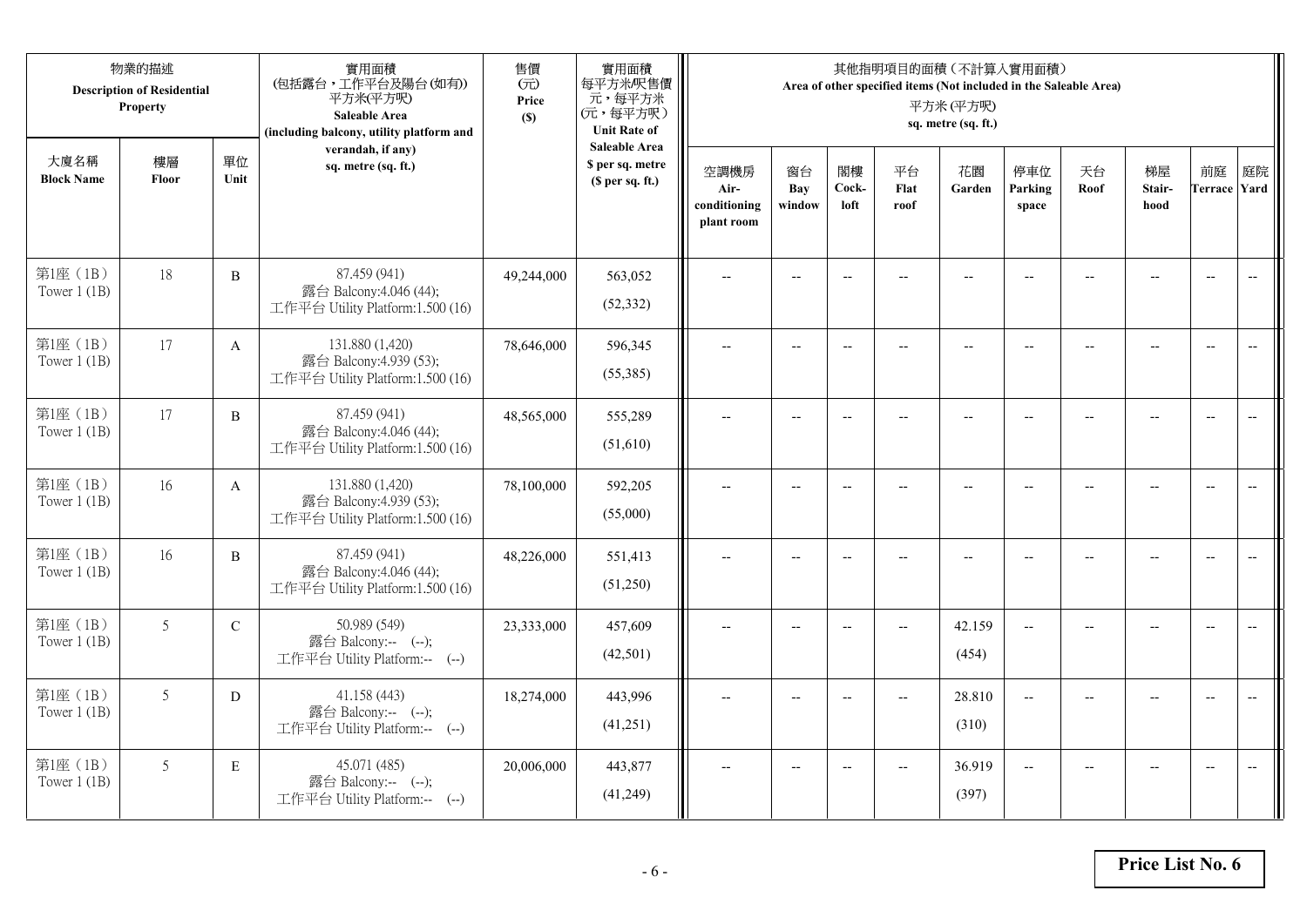| 物業的描述 Description of Residential Property | | | 實用面積 (包括露台，工作平台及陽台(如有)) 平方米(平方呎) Saleable Area (including balcony, utility platform and verandah, if any) sq. metre (sq. ft.) | 售價 (元) Price ($) | 實用面積 每平方米/呎售價 元，每平方米 (元，每平方呎) Unit Rate of Saleable Area $ per sq. metre ($ per sq. ft.) | 其他指明項目的面積（不計算入實用面積） Area of other specified items (Not included in the Saleable Area) 平方米 (平方呎) sq. metre (sq. ft.) | | | | | | | | | |
|---|---|---|---|---|---|---|---|---|---|---|---|---|---|---|---|
| 大廈名稱 Block Name | 樓層 Floor | 單位 Unit | | | | 空調機房 Air-conditioning plant room | 窗台 Bay window | 閣樓 Cock-loft | 平台 Flat roof | 花園 Garden | 停車位 Parking space | 天台 Roof | 梯屋 Stair-hood | 前庭 Terrace | 庭院 Yard |
| 第1座（1B） Tower 1 (1B) | 18 | B | 87.459 (941) 露台 Balcony:4.046 (44); 工作平台 Utility Platform:1.500 (16) | 49,244,000 | 563,052 (52,332) | -- | -- | -- | -- | -- | -- | -- | -- | -- | -- |
| 第1座（1B） Tower 1 (1B) | 17 | A | 131.880 (1,420) 露台 Balcony:4.939 (53); 工作平台 Utility Platform:1.500 (16) | 78,646,000 | 596,345 (55,385) | -- | -- | -- | -- | -- | -- | -- | -- | -- | -- |
| 第1座（1B） Tower 1 (1B) | 17 | B | 87.459 (941) 露台 Balcony:4.046 (44); 工作平台 Utility Platform:1.500 (16) | 48,565,000 | 555,289 (51,610) | -- | -- | -- | -- | -- | -- | -- | -- | -- | -- |
| 第1座（1B） Tower 1 (1B) | 16 | A | 131.880 (1,420) 露台 Balcony:4.939 (53); 工作平台 Utility Platform:1.500 (16) | 78,100,000 | 592,205 (55,000) | -- | -- | -- | -- | -- | -- | -- | -- | -- | -- |
| 第1座（1B） Tower 1 (1B) | 16 | B | 87.459 (941) 露台 Balcony:4.046 (44); 工作平台 Utility Platform:1.500 (16) | 48,226,000 | 551,413 (51,250) | -- | -- | -- | -- | -- | -- | -- | -- | -- | -- |
| 第1座（1B） Tower 1 (1B) | 5 | C | 50.989 (549) 露台 Balcony:-- (--); 工作平台 Utility Platform:-- (--) | 23,333,000 | 457,609 (42,501) | -- | -- | -- | -- | 42.159 (454) | -- | -- | -- | -- | -- |
| 第1座（1B） Tower 1 (1B) | 5 | D | 41.158 (443) 露台 Balcony:-- (--); 工作平台 Utility Platform:-- (--) | 18,274,000 | 443,996 (41,251) | -- | -- | -- | -- | 28.810 (310) | -- | -- | -- | -- | -- |
| 第1座（1B） Tower 1 (1B) | 5 | E | 45.071 (485) 露台 Balcony:-- (--); 工作平台 Utility Platform:-- (--) | 20,006,000 | 443,877 (41,249) | -- | -- | -- | -- | 36.919 (397) | -- | -- | -- | -- | -- |

**Price List No. 6**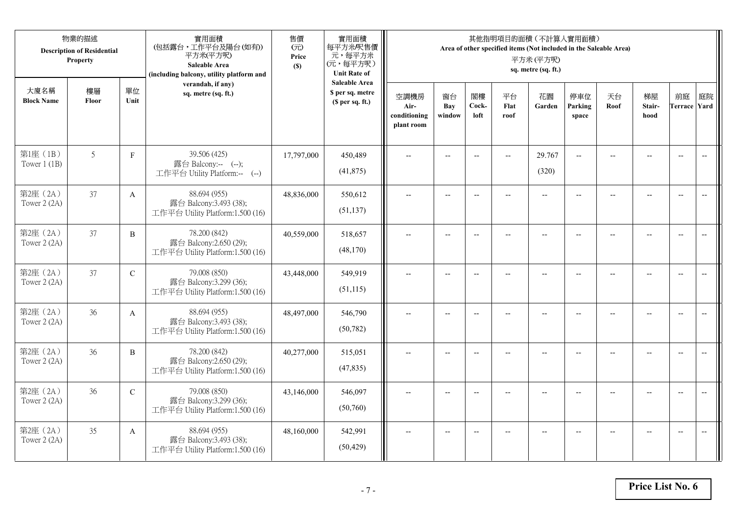| 物業的描述 Description of Residential Property | | | 實用面積 (包括露台，工作平台及陽台(如有)) 平方米(平方呎) Saleable Area (including balcony, utility platform and verandah, if any) sq. metre (sq. ft.) | 售價 (元) Price ($) | 實用面積 每平方米/呎售價 元，每平方米 (元，每平方呎) Unit Rate of Saleable Area $ per sq. metre ($ per sq. ft.) | 其他指明項目的面積（不計算入實用面積） Area of other specified items (Not included in the Saleable Area) 平方米 (平方呎) sq. metre (sq. ft.) | | | | | | | | | |
|---|---|---|---|---|---|---|---|---|---|---|---|---|---|---|---|
| 大廈名稱 Block Name | 樓層 Floor | 單位 Unit | | | | 空調機房 Air-conditioning plant room | 窗台 Bay window | 閣樓 Cock-loft | 平台 Flat roof | 花園 Garden | 停車位 Parking space | 天台 Roof | 梯屋 Stair-hood | 前庭 Terrace | 庭院 Yard |
| 第1座（1B） Tower 1 (1B) | 5 | F | 39.506 (425) 露台 Balcony:-- (--); 工作平台 Utility Platform:-- (--) | 17,797,000 | 450,489 (41,875) | -- | -- | -- | -- | 29.767 (320) | -- | -- | -- | -- | -- |
| 第2座（2A） Tower 2 (2A) | 37 | A | 88.694 (955) 露台 Balcony:3.493 (38); 工作平台 Utility Platform:1.500 (16) | 48,836,000 | 550,612 (51,137) | -- | -- | -- | -- | -- | -- | -- | -- | -- | -- |
| 第2座（2A） Tower 2 (2A) | 37 | B | 78.200 (842) 露台 Balcony:2.650 (29); 工作平台 Utility Platform:1.500 (16) | 40,559,000 | 518,657 (48,170) | -- | -- | -- | -- | -- | -- | -- | -- | -- | -- |
| 第2座（2A） Tower 2 (2A) | 37 | C | 79.008 (850) 露台 Balcony:3.299 (36); 工作平台 Utility Platform:1.500 (16) | 43,448,000 | 549,919 (51,115) | -- | -- | -- | -- | -- | -- | -- | -- | -- | -- |
| 第2座（2A） Tower 2 (2A) | 36 | A | 88.694 (955) 露台 Balcony:3.493 (38); 工作平台 Utility Platform:1.500 (16) | 48,497,000 | 546,790 (50,782) | -- | -- | -- | -- | -- | -- | -- | -- | -- | -- |
| 第2座（2A） Tower 2 (2A) | 36 | B | 78.200 (842) 露台 Balcony:2.650 (29); 工作平台 Utility Platform:1.500 (16) | 40,277,000 | 515,051 (47,835) | -- | -- | -- | -- | -- | -- | -- | -- | -- | -- |
| 第2座（2A） Tower 2 (2A) | 36 | C | 79.008 (850) 露台 Balcony:3.299 (36); 工作平台 Utility Platform:1.500 (16) | 43,146,000 | 546,097 (50,760) | -- | -- | -- | -- | -- | -- | -- | -- | -- | -- |
| 第2座（2A） Tower 2 (2A) | 35 | A | 88.694 (955) 露台 Balcony:3.493 (38); 工作平台 Utility Platform:1.500 (16) | 48,160,000 | 542,991 (50,429) | -- | -- | -- | -- | -- | -- | -- | -- | -- | -- |

**Price List No. 6**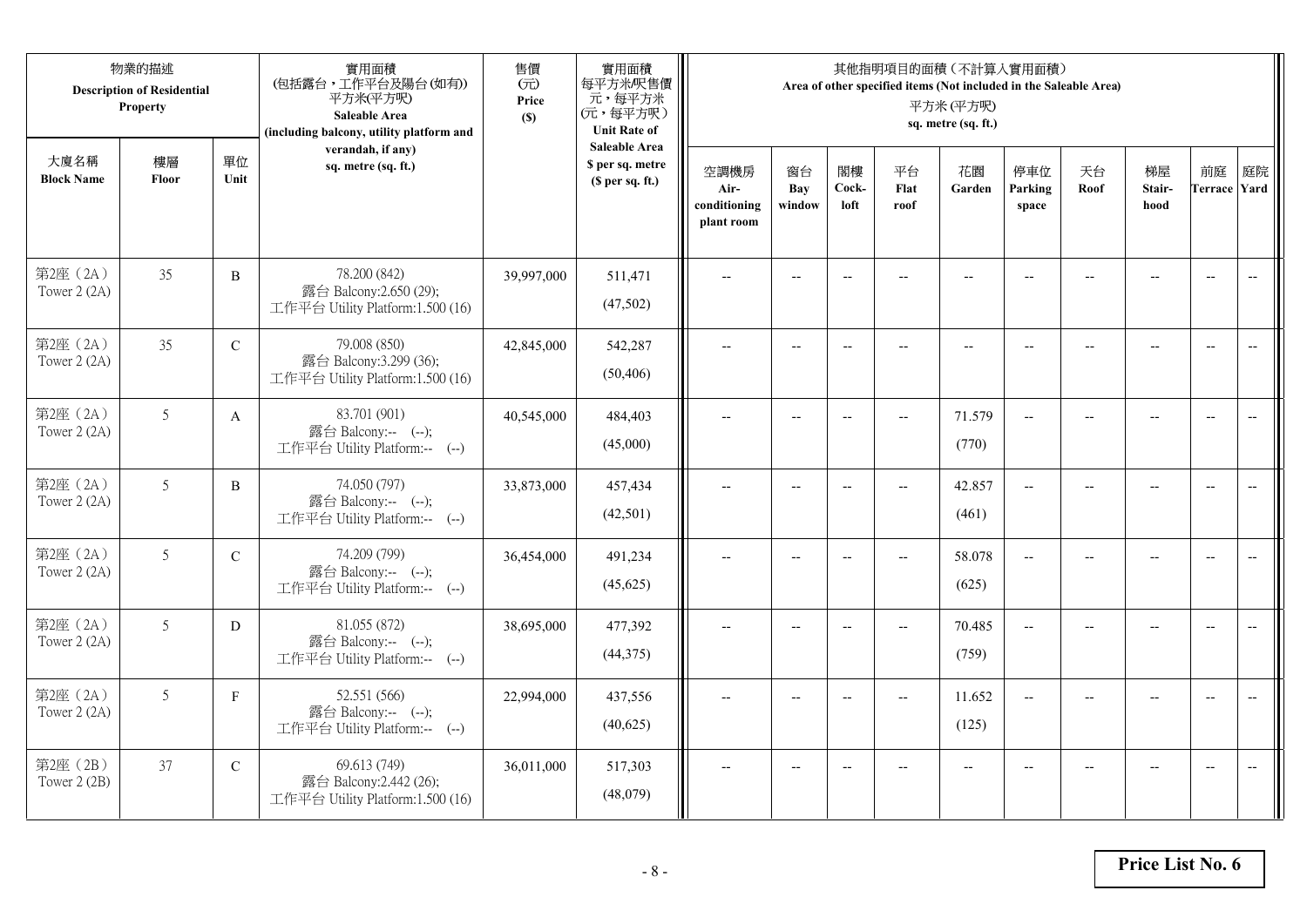| 物業的描述 Description of Residential Property | | | 實用面積 (包括露台，工作平台及陽台(如有)) 平方米(平方呎) Saleable Area (including balcony, utility platform and verandah, if any) sq. metre (sq. ft.) | 售價 (元) Price ($) | 實用面積 每平方米/呎售價 元，每平方米 (元，每平方呎) Unit Rate of Saleable Area $ per sq. metre ($ per sq. ft.) | 其他指明項目的面積（不計算入實用面積） Area of other specified items (Not included in the Saleable Area) 平方米 (平方呎) sq. metre (sq. ft.) | | | | | | | | | |
|---|---|---|---|---|---|---|---|---|---|---|---|---|---|---|---|
| 大廈名稱 Block Name | 樓層 Floor | 單位 Unit | | | | 空調機房 Air-conditioning plant room | 窗台 Bay window | 閣樓 Cock-loft | 平台 Flat roof | 花園 Garden | 停車位 Parking space | 天台 Roof | 梯屋 Stair-hood | 前庭 Terrace | 庭院 Yard |
| 第2座（2A） Tower 2 (2A) | 35 | B | 78.200 (842) 露台 Balcony:2.650 (29); 工作平台 Utility Platform:1.500 (16) | 39,997,000 | 511,471 (47,502) | -- | -- | -- | -- | -- | -- | -- | -- | -- | -- |
| 第2座（2A） Tower 2 (2A) | 35 | C | 79.008 (850) 露台 Balcony:3.299 (36); 工作平台 Utility Platform:1.500 (16) | 42,845,000 | 542,287 (50,406) | -- | -- | -- | -- | -- | -- | -- | -- | -- | -- |
| 第2座（2A） Tower 2 (2A) | 5 | A | 83.701 (901) 露台 Balcony:-- (--); 工作平台 Utility Platform:-- (--) | 40,545,000 | 484,403 (45,000) | -- | -- | -- | -- | 71.579 (770) | -- | -- | -- | -- | -- |
| 第2座（2A） Tower 2 (2A) | 5 | B | 74.050 (797) 露台 Balcony:-- (--); 工作平台 Utility Platform:-- (--) | 33,873,000 | 457,434 (42,501) | -- | -- | -- | -- | 42.857 (461) | -- | -- | -- | -- | -- |
| 第2座（2A） Tower 2 (2A) | 5 | C | 74.209 (799) 露台 Balcony:-- (--); 工作平台 Utility Platform:-- (--) | 36,454,000 | 491,234 (45,625) | -- | -- | -- | -- | 58.078 (625) | -- | -- | -- | -- | -- |
| 第2座（2A） Tower 2 (2A) | 5 | D | 81.055 (872) 露台 Balcony:-- (--); 工作平台 Utility Platform:-- (--) | 38,695,000 | 477,392 (44,375) | -- | -- | -- | -- | 70.485 (759) | -- | -- | -- | -- | -- |
| 第2座（2A） Tower 2 (2A) | 5 | F | 52.551 (566) 露台 Balcony:-- (--); 工作平台 Utility Platform:-- (--) | 22,994,000 | 437,556 (40,625) | -- | -- | -- | -- | 11.652 (125) | -- | -- | -- | -- | -- |
| 第2座（2B） Tower 2 (2B) | 37 | C | 69.613 (749) 露台 Balcony:2.442 (26); 工作平台 Utility Platform:1.500 (16) | 36,011,000 | 517,303 (48,079) | -- | -- | -- | -- | -- | -- | -- | -- | -- | -- |

**Price List No. 6**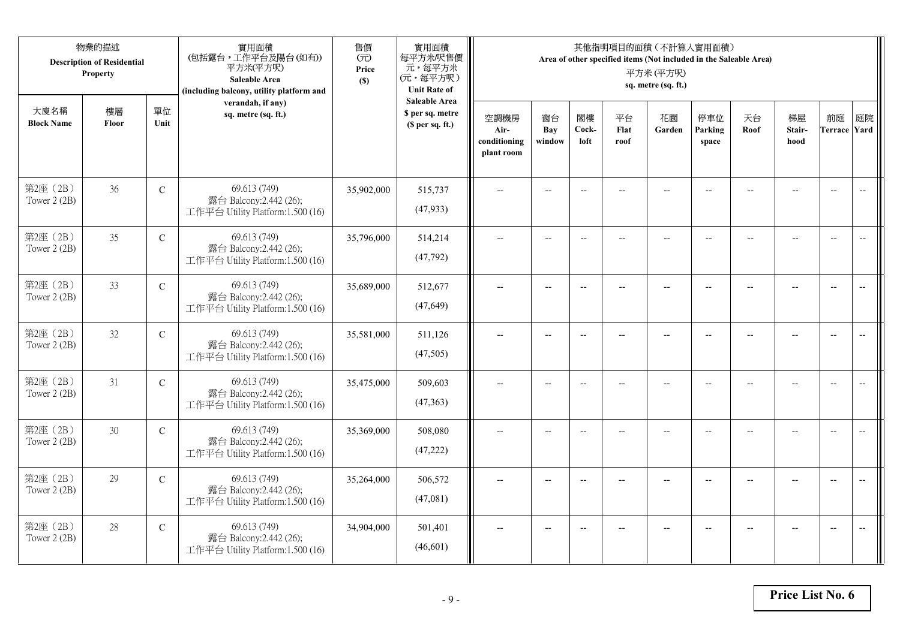| 物業的描述 Description of Residential Property | | | 實用面積 (包括露台，工作平台及陽台(如有)) 平方米(平方呎) Saleable Area (including balcony, utility platform and verandah, if any) sq. metre (sq. ft.) | 售價 (元) Price ($) | 實用面積 每平方米/呎售價 元，每平方米 (元，每平方呎) Unit Rate of Saleable Area $ per sq. metre ($ per sq. ft.) | 其他指明項目的面積（不計算入實用面積） Area of other specified items (Not included in the Saleable Area) 平方米 (平方呎) sq. metre (sq. ft.) | | | | | | | | | |
|---|---|---|---|---|---|---|---|---|---|---|---|---|---|---|---|
| 大廈名稱 Block Name | 樓層 Floor | 單位 Unit | | | | 空調機房 Air-conditioning plant room | 窗台 Bay window | 閣樓 Cock-loft | 平台 Flat roof | 花園 Garden | 停車位 Parking space | 天台 Roof | 梯屋 Stair-hood | 前庭 Terrace | 庭院 Yard |
| 第2座（2B） Tower 2 (2B) | 36 | C | 69.613 (749) 露台 Balcony:2.442 (26); 工作平台 Utility Platform:1.500 (16) | 35,902,000 | 515,737 (47,933) | -- | -- | -- | -- | -- | -- | -- | -- | -- | -- |
| 第2座（2B） Tower 2 (2B) | 35 | C | 69.613 (749) 露台 Balcony:2.442 (26); 工作平台 Utility Platform:1.500 (16) | 35,796,000 | 514,214 (47,792) | -- | -- | -- | -- | -- | -- | -- | -- | -- | -- |
| 第2座（2B） Tower 2 (2B) | 33 | C | 69.613 (749) 露台 Balcony:2.442 (26); 工作平台 Utility Platform:1.500 (16) | 35,689,000 | 512,677 (47,649) | -- | -- | -- | -- | -- | -- | -- | -- | -- | -- |
| 第2座（2B） Tower 2 (2B) | 32 | C | 69.613 (749) 露台 Balcony:2.442 (26); 工作平台 Utility Platform:1.500 (16) | 35,581,000 | 511,126 (47,505) | -- | -- | -- | -- | -- | -- | -- | -- | -- | -- |
| 第2座（2B） Tower 2 (2B) | 31 | C | 69.613 (749) 露台 Balcony:2.442 (26); 工作平台 Utility Platform:1.500 (16) | 35,475,000 | 509,603 (47,363) | -- | -- | -- | -- | -- | -- | -- | -- | -- | -- |
| 第2座（2B） Tower 2 (2B) | 30 | C | 69.613 (749) 露台 Balcony:2.442 (26); 工作平台 Utility Platform:1.500 (16) | 35,369,000 | 508,080 (47,222) | -- | -- | -- | -- | -- | -- | -- | -- | -- | -- |
| 第2座（2B） Tower 2 (2B) | 29 | C | 69.613 (749) 露台 Balcony:2.442 (26); 工作平台 Utility Platform:1.500 (16) | 35,264,000 | 506,572 (47,081) | -- | -- | -- | -- | -- | -- | -- | -- | -- | -- |
| 第2座（2B） Tower 2 (2B) | 28 | C | 69.613 (749) 露台 Balcony:2.442 (26); 工作平台 Utility Platform:1.500 (16) | 34,904,000 | 501,401 (46,601) | -- | -- | -- | -- | -- | -- | -- | -- | -- | -- |

**Price List No. 6**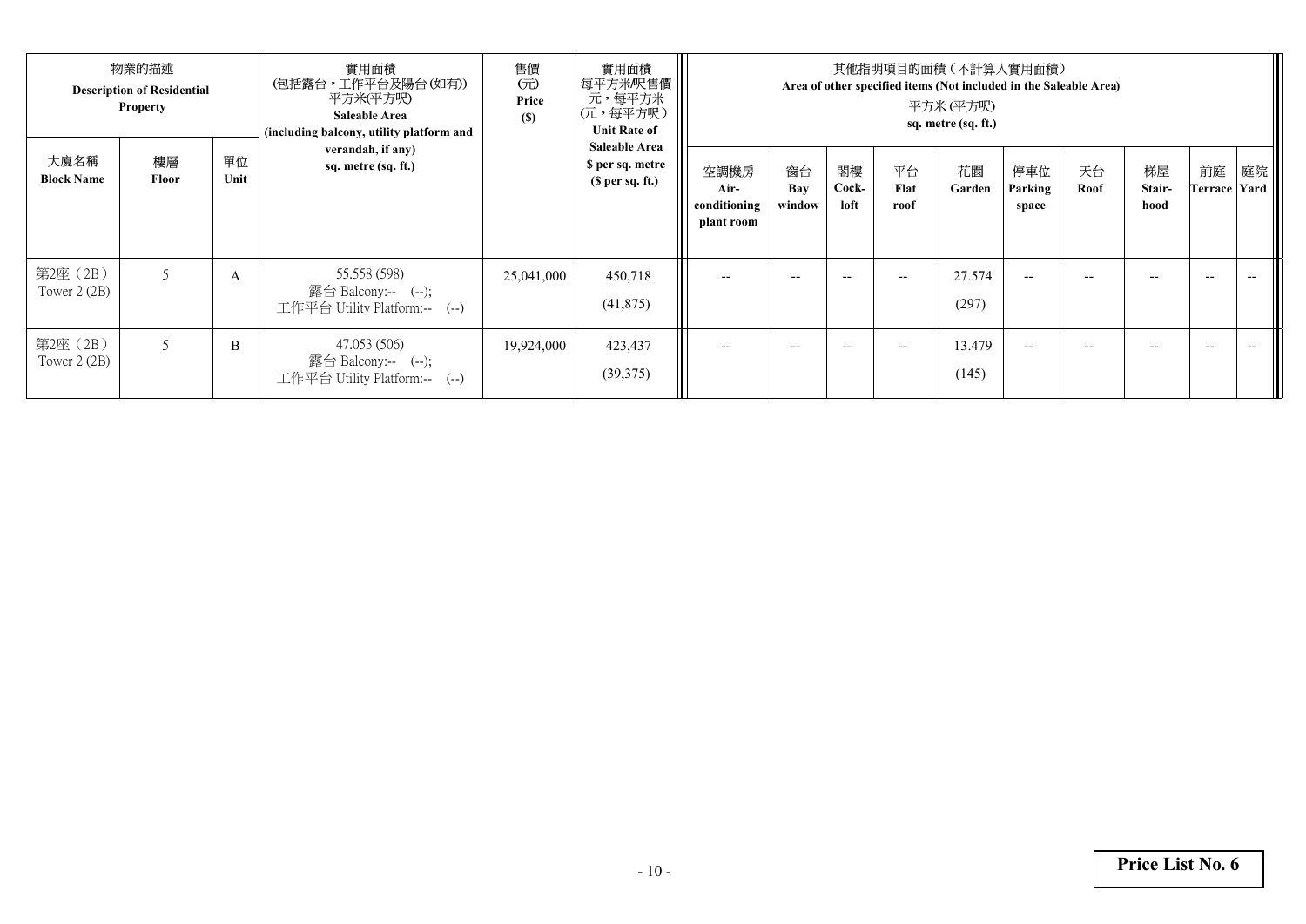| 物業的描述 Description of Residential Property | | | 實用面積 (包括露台，工作平台及陽台(如有)) 平方米(平方呎) Saleable Area (including balcony, utility platform and verandah, if any) sq. metre (sq. ft.) | 售價 (元) Price ($) | 實用面積 每平方米/呎售價 元，每平方米 (元，每平方呎) Unit Rate of Saleable Area $ per sq. metre ($ per sq. ft.) | 其他指明項目的面積（不計算入實用面積） Area of other specified items (Not included in the Saleable Area) 平方米 (平方呎) sq. metre (sq. ft.) | | | | | | | | | |
|---|---|---|---|---|---|---|---|---|---|---|---|---|---|---|---|
| 大廈名稱 Block Name | 樓層 Floor | 單位 Unit | | | | 空調機房 Air-conditioning plant room | 窗台 Bay window | 閣樓 Cock-loft | 平台 Flat roof | 花園 Garden | 停車位 Parking space | 天台 Roof | 梯屋 Stair-hood | 前庭 Terrace | 庭院 Yard |
| 第2座（2B） Tower 2 (2B) | 5 | A | 55.558 (598) 露台 Balcony:-- (--); 工作平台 Utility Platform:-- (--) | 25,041,000 | 450,718 (41,875) | -- | -- | -- | -- | 27.574 (297) | -- | -- | -- | -- | -- |
| 第2座（2B） Tower 2 (2B) | 5 | B | 47.053 (506) 露台 Balcony:-- (--); 工作平台 Utility Platform:-- (--) | 19,924,000 | 423,437 (39,375) | -- | -- | -- | -- | 13.479 (145) | -- | -- | -- | -- | -- |

**Price List No. 6**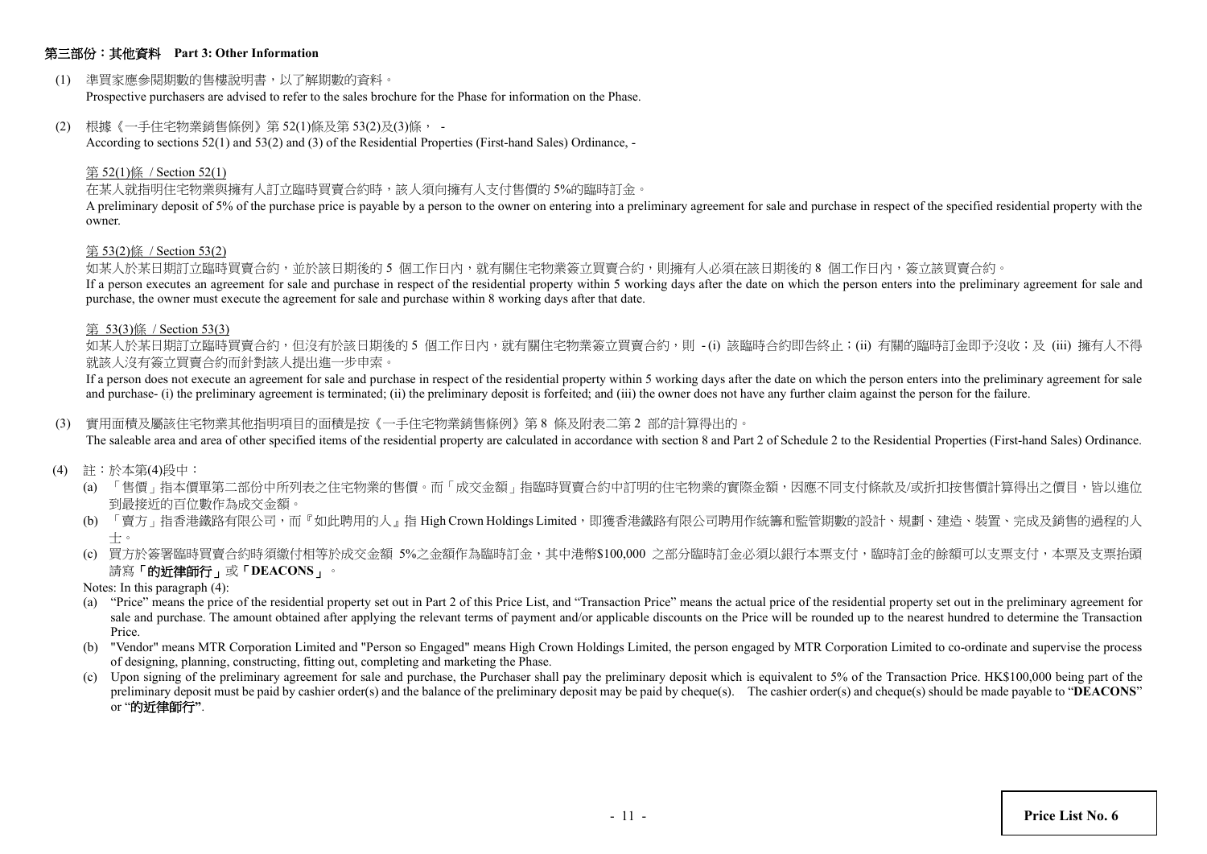## 第三部份：其他資料 Part 3: Other Information

(1) 準買家應參閱期數的售樓說明書，以了解期數的資料。
Prospective purchasers are advised to refer to the sales brochure for the Phase for information on the Phase.

(2) 根據《一手住宅物業銷售條例》第 52(1)條及第 53(2)及(3)條， -
According to sections 52(1) and 53(2) and (3) of the Residential Properties (First-hand Sales) Ordinance, -

第 52(1)條 / Section 52(1)

在某人就指明住宅物業與擁有人訂立臨時買賣合約時，該人須向擁有人支付售價的 5%的臨時訂金。
A preliminary deposit of 5% of the purchase price is payable by a person to the owner on entering into a preliminary agreement for sale and purchase in respect of the specified residential property with the owner.

第 53(2)條 / Section 53(2)

如某人於某日期訂立臨時買賣合約，並於該日期後的 5 個工作日內，就有關住宅物業簽立買賣合約，則擁有人必須在該日期後的 8 個工作日內，簽立該買賣合約。
If a person executes an agreement for sale and purchase in respect of the residential property within 5 working days after the date on which the person enters into the preliminary agreement for sale and purchase, the owner must execute the agreement for sale and purchase within 8 working days after that date.

第 53(3)條 / Section 53(3)

如某人於某日期訂立臨時買賣合約，但沒有於該日期後的 5 個工作日內，就有關住宅物業簽立買賣合約，則 - (i) 該臨時合約即告終止；(ii) 有關的臨時訂金即予沒收；及 (iii) 擁有人不得就該人沒有簽立買賣合約而針對該人提出進一步申索。
If a person does not execute an agreement for sale and purchase in respect of the residential property within 5 working days after the date on which the person enters into the preliminary agreement for sale and purchase- (i) the preliminary agreement is terminated; (ii) the preliminary deposit is forfeited; and (iii) the owner does not have any further claim against the person for the failure.

(3) 實用面積及屬該住宅物業其他指明項目的面積是按《一手住宅物業銷售條例》第 8 條及附表二第 2 部的計算得出的。
The saleable area and area of other specified items of the residential property are calculated in accordance with section 8 and Part 2 of Schedule 2 to the Residential Properties (First-hand Sales) Ordinance.

(4) 註：於本第(4)段中：

(a) 「售價」指本價單第二部份中所列表之住宅物業的售價。而「成交金額」指臨時買賣合約中訂明的住宅物業的實際金額，因應不同支付條款及/或折扣按售價計算得出之價目，皆以進位到最接近的百位數作為成交金額。

(b) 「賣方」指香港鐵路有限公司，而『如此聘用的人』指 High Crown Holdings Limited，即獲香港鐵路有限公司聘用作統籌和監管期數的設計、規劃、建造、裝置、完成及銷售的過程的人士。

(c) 買方於簽署臨時買賣合約時須繳付相等於成交金額 5%之金額作為臨時訂金，其中港幣$100,000 之部分臨時訂金必須以銀行本票支付，臨時訂金的餘額可以支票支付，本票及支票抬頭請寫**「的近律師行」**或**「DEACONS」**。

Notes: In this paragraph (4):

(a) "Price" means the price of the residential property set out in Part 2 of this Price List, and "Transaction Price" means the actual price of the residential property set out in the preliminary agreement for sale and purchase. The amount obtained after applying the relevant terms of payment and/or applicable discounts on the Price will be rounded up to the nearest hundred to determine the Transaction Price.

(b) "Vendor" means MTR Corporation Limited and "Person so Engaged" means High Crown Holdings Limited, the person engaged by MTR Corporation Limited to co-ordinate and supervise the process of designing, planning, constructing, fitting out, completing and marketing the Phase.

(c) Upon signing of the preliminary agreement for sale and purchase, the Purchaser shall pay the preliminary deposit which is equivalent to 5% of the Transaction Price. HK$100,000 being part of the preliminary deposit must be paid by cashier order(s) and the balance of the preliminary deposit may be paid by cheque(s). The cashier order(s) and cheque(s) should be made payable to "**DEACONS**" or "**的近律師行**".

**Price List No. 6**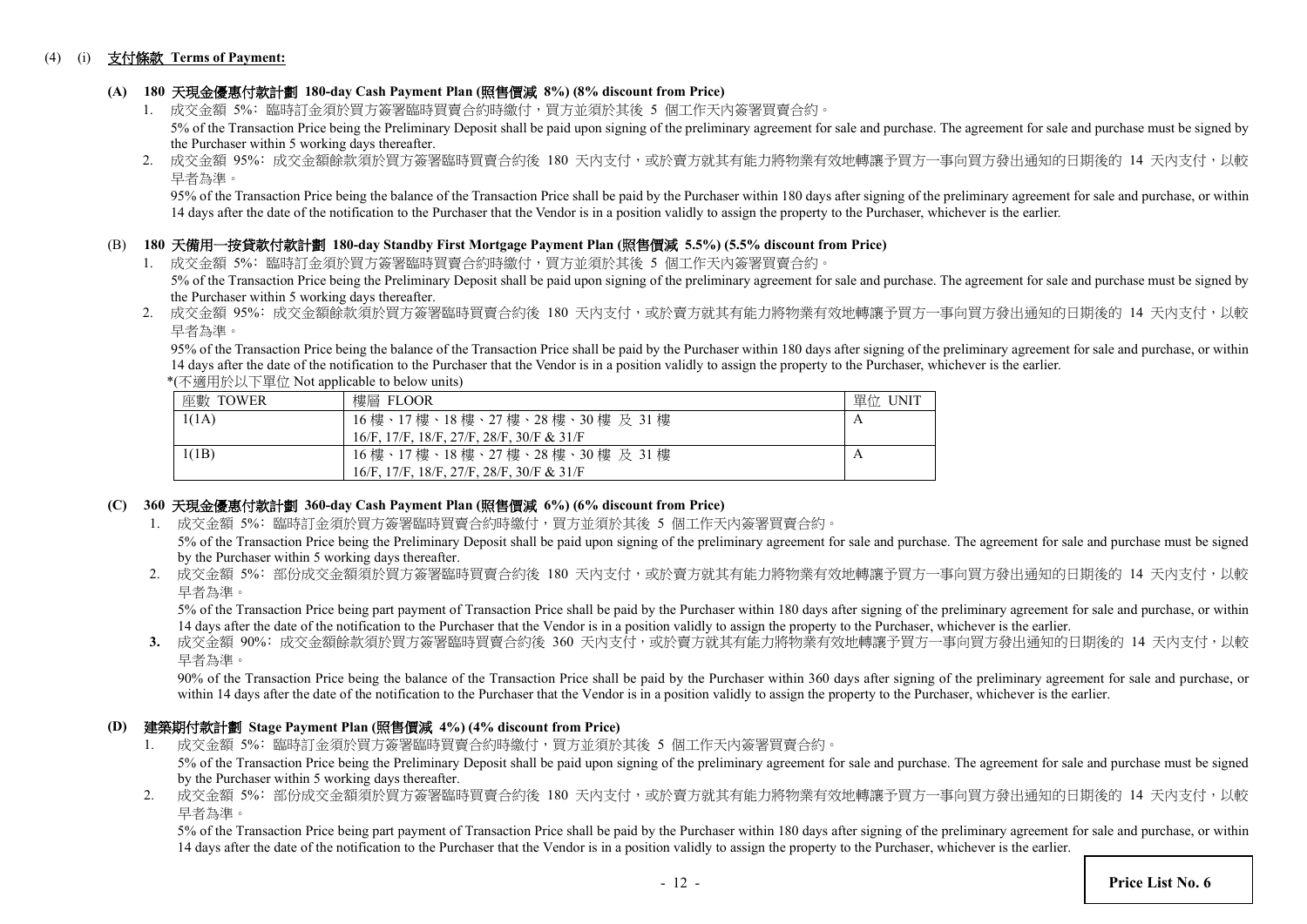(4) (i) **支付條款 Terms of Payment:**

**(A) 180 天現金優惠付款計劃 180-day Cash Payment Plan (照售價減 8%) (8% discount from Price)**

1. 成交金額 5%：臨時訂金須於買方簽署臨時買賣合約時繳付，買方並須於其後 5 個工作天內簽署買賣合約。

   5% of the Transaction Price being the Preliminary Deposit shall be paid upon signing of the preliminary agreement for sale and purchase. The agreement for sale and purchase must be signed by the Purchaser within 5 working days thereafter.

2. 成交金額 95%：成交金額餘款須於買方簽署臨時買賣合約後 180 天內支付，或於賣方就其有能力將物業有效地轉讓予買方一事向買方發出通知的日期後的 14 天內支付，以較早者為準。

   95% of the Transaction Price being the balance of the Transaction Price shall be paid by the Purchaser within 180 days after signing of the preliminary agreement for sale and purchase, or within 14 days after the date of the notification to the Purchaser that the Vendor is in a position validly to assign the property to the Purchaser, whichever is the earlier.

**(B) 180 天備用一按貸款付款計劃 180-day Standby First Mortgage Payment Plan (照售價減 5.5%) (5.5% discount from Price)**

1. 成交金額 5%：臨時訂金須於買方簽署臨時買賣合約時繳付，買方並須於其後 5 個工作天內簽署買賣合約。

   5% of the Transaction Price being the Preliminary Deposit shall be paid upon signing of the preliminary agreement for sale and purchase. The agreement for sale and purchase must be signed by the Purchaser within 5 working days thereafter.

2. 成交金額 95%：成交金額餘款須於買方簽署臨時買賣合約後 180 天內支付，或於賣方就其有能力將物業有效地轉讓予買方一事向買方發出通知的日期後的 14 天內支付，以較早者為準。

   95% of the Transaction Price being the balance of the Transaction Price shall be paid by the Purchaser within 180 days after signing of the preliminary agreement for sale and purchase, or within 14 days after the date of the notification to the Purchaser that the Vendor is in a position validly to assign the property to the Purchaser, whichever is the earlier.

*(不適用於以下單位 Not applicable to below units)

| 座數 TOWER | 樓層 FLOOR | 單位 UNIT |
|---|---|---|
| 1(1A) | 16 樓、17 樓、18 樓、27 樓、28 樓、30 樓 及 31 樓<br>16/F, 17/F, 18/F, 27/F, 28/F, 30/F & 31/F | A |
| 1(1B) | 16 樓、17 樓、18 樓、27 樓、28 樓、30 樓 及 31 樓<br>16/F, 17/F, 18/F, 27/F, 28/F, 30/F & 31/F | A |

**(C) 360 天現金優惠付款計劃 360-day Cash Payment Plan (照售價減 6%) (6% discount from Price)**

1. 成交金額 5%：臨時訂金須於買方簽署臨時買賣合約時繳付，買方並須於其後 5 個工作天內簽署買賣合約。

   5% of the Transaction Price being the Preliminary Deposit shall be paid upon signing of the preliminary agreement for sale and purchase. The agreement for sale and purchase must be signed by the Purchaser within 5 working days thereafter.

2. 成交金額 5%：部份成交金額須於買方簽署臨時買賣合約後 180 天內支付，或於賣方就其有能力將物業有效地轉讓予買方一事向買方發出通知的日期後的 14 天內支付，以較早者為準。

   5% of the Transaction Price being part payment of Transaction Price shall be paid by the Purchaser within 180 days after signing of the preliminary agreement for sale and purchase, or within 14 days after the date of the notification to the Purchaser that the Vendor is in a position validly to assign the property to the Purchaser, whichever is the earlier.

3. 成交金額 90%：成交金額餘款須於買方簽署臨時買賣合約後 360 天內支付，或於賣方就其有能力將物業有效地轉讓予買方一事向買方發出通知的日期後的 14 天內支付，以較早者為準。

   90% of the Transaction Price being the balance of the Transaction Price shall be paid by the Purchaser within 360 days after signing of the preliminary agreement for sale and purchase, or within 14 days after the date of the notification to the Purchaser that the Vendor is in a position validly to assign the property to the Purchaser, whichever is the earlier.

**(D) 建築期付款計劃 Stage Payment Plan (照售價減 4%) (4% discount from Price)**

1. 成交金額 5%：臨時訂金須於買方簽署臨時買賣合約時繳付，買方並須於其後 5 個工作天內簽署買賣合約。

   5% of the Transaction Price being the Preliminary Deposit shall be paid upon signing of the preliminary agreement for sale and purchase. The agreement for sale and purchase must be signed by the Purchaser within 5 working days thereafter.

2. 成交金額 5%：部份成交金額須於買方簽署臨時買賣合約後 180 天內支付，或於賣方就其有能力將物業有效地轉讓予買方一事向買方發出通知的日期後的 14 天內支付，以較早者為準。

   5% of the Transaction Price being part payment of Transaction Price shall be paid by the Purchaser within 180 days after signing of the preliminary agreement for sale and purchase, or within 14 days after the date of the notification to the Purchaser that the Vendor is in a position validly to assign the property to the Purchaser, whichever is the earlier.

**Price List No. 6**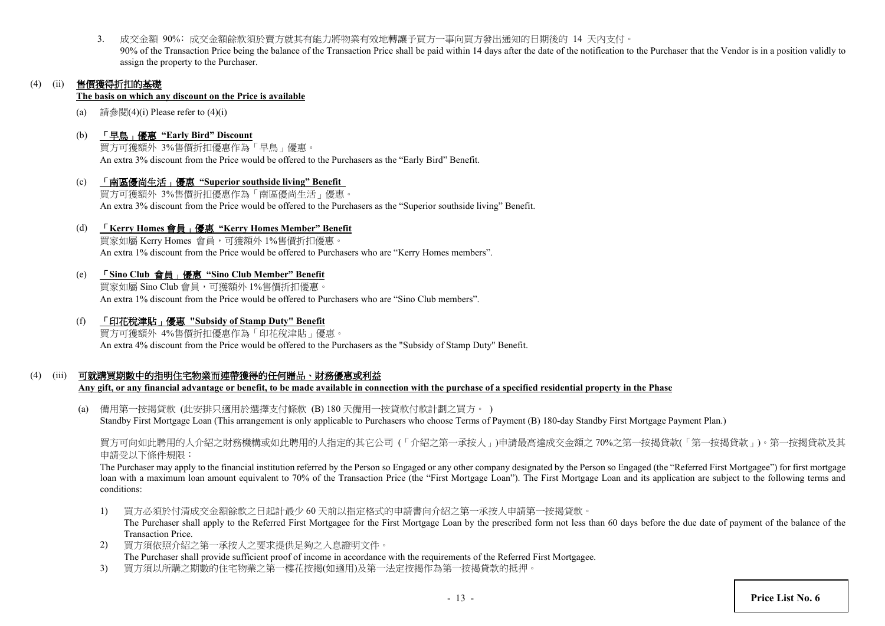3. 成交金額 90%：成交金額餘款須於賣方就其有能力將物業有效地轉讓予買方一事向買方發出通知的日期後的 14 天內支付。
   90% of the Transaction Price being the balance of the Transaction Price shall be paid within 14 days after the date of the notification to the Purchaser that the Vendor is in a position validly to assign the property to the Purchaser.

(4) (ii) **售價獲得折扣的基礎**
**The basis on which any discount on the Price is available**

(a) 請參閱(4)(i) Please refer to (4)(i)

(b) **「早鳥」優惠 "Early Bird" Discount**
買方可獲額外 3%售價折扣優惠作為「早鳥」優惠。
An extra 3% discount from the Price would be offered to the Purchasers as the "Early Bird" Benefit.

(c) **「南區優尚生活」優惠 "Superior southside living" Benefit**
買方可獲額外 3%售價折扣優惠作為「南區優尚生活」優惠。
An extra 3% discount from the Price would be offered to the Purchasers as the "Superior southside living" Benefit.

(d) **「Kerry Homes 會員」優惠 "Kerry Homes Member" Benefit**
買家如屬 Kerry Homes 會員，可獲額外 1%售價折扣優惠。
An extra 1% discount from the Price would be offered to Purchasers who are "Kerry Homes members".

(e) **「Sino Club 會員」優惠 "Sino Club Member" Benefit**
買家如屬 Sino Club 會員，可獲額外 1%售價折扣優惠。
An extra 1% discount from the Price would be offered to Purchasers who are "Sino Club members".

(f) **「印花稅津貼」優惠 "Subsidy of Stamp Duty" Benefit**
買方可獲額外 4%售價折扣優惠作為「印花稅津貼」優惠。
An extra 4% discount from the Price would be offered to the Purchasers as the "Subsidy of Stamp Duty" Benefit.

(4) (iii) **可就購買期數中的指明住宅物業而連帶獲得的任何贈品、財務優惠或利益**
**Any gift, or any financial advantage or benefit, to be made available in connection with the purchase of a specified residential property in the Phase**

(a) 備用第一按揭貸款 (此安排只適用於選擇支付條款 (B) 180 天備用一按貸款付款計劃之買方。)
Standby First Mortgage Loan (This arrangement is only applicable to Purchasers who choose Terms of Payment (B) 180-day Standby First Mortgage Payment Plan.)

買方可向如此聘用的人介紹之財務機構或如此聘用的人指定的其它公司 (「介紹之第一承按人」)申請最高達成交金額之 70%之第一按揭貸款(「第一按揭貸款」)。第一按揭貸款及其申請受以下條件規限：

The Purchaser may apply to the financial institution referred by the Person so Engaged or any other company designated by the Person so Engaged (the "Referred First Mortgagee") for first mortgage loan with a maximum loan amount equivalent to 70% of the Transaction Price (the "First Mortgage Loan"). The First Mortgage Loan and its application are subject to the following terms and conditions:

1) 買方必須於付清成交金額餘款之日起計最少 60 天前以指定格式的申請書向介紹之第一承按人申請第一按揭貸款。
   The Purchaser shall apply to the Referred First Mortgagee for the First Mortgage Loan by the prescribed form not less than 60 days before the due date of payment of the balance of the Transaction Price.
2) 買方須依照介紹之第一承按人之要求提供足夠之入息證明文件。
   The Purchaser shall provide sufficient proof of income in accordance with the requirements of the Referred First Mortgagee.
3) 買方須以所購之期數的住宅物業之第一樓花按揭(如適用)及第一法定按揭作為第一按揭貸款的抵押。

Price List No. 6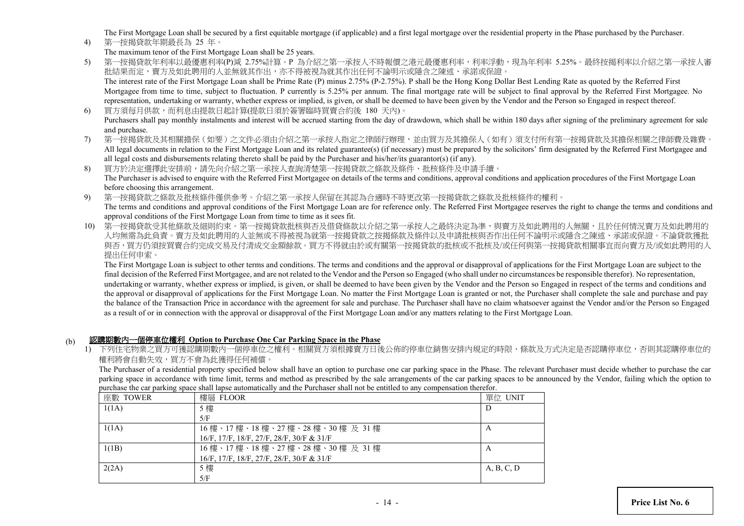The First Mortgage Loan shall be secured by a first equitable mortgage (if applicable) and a first legal mortgage over the residential property in the Phase purchased by the Purchaser.

4) 第一按揭貸款年期最長為 25 年。

The maximum tenor of the First Mortgage Loan shall be 25 years.

5) 第一按揭貸款年利率以最優惠利率(P)減 2.75%計算。P 為介紹之第一承按人不時報價之港元最優惠利率，利率浮動，現為年利率 5.25%。最終按揭利率以介紹之第一承按人審批結果而定，賣方及如此聘用的人並無就其作出，亦不得被視為就其作出任何不論明示或隱含之陳述、承諾或保證。

The interest rate of the First Mortgage Loan shall be Prime Rate (P) minus 2.75% (P-2.75%). P shall be the Hong Kong Dollar Best Lending Rate as quoted by the Referred First Mortgagee from time to time, subject to fluctuation. P currently is 5.25% per annum. The final mortgage rate will be subject to final approval by the Referred First Mortgagee. No representation, undertaking or warranty, whether express or implied, is given, or shall be deemed to have been given by the Vendor and the Person so Engaged in respect thereof.

6) 買方須每月供款，而利息由提款日起計算(提款日須於簽署臨時買賣合約後 180 天內)。

Purchasers shall pay monthly instalments and interest will be accrued starting from the day of drawdown, which shall be within 180 days after signing of the preliminary agreement for sale and purchase.

7) 第一按揭貸款及其相關擔保（如要）之文件必須由介紹之第一承按人指定之律師行辦理，並由買方及其擔保人（如有）須支付所有第一按揭貸款及其擔保相關之律師費及雜費。

All legal documents in relation to the First Mortgage Loan and its related guarantee(s) (if necessary) must be prepared by the solicitors' firm designated by the Referred First Mortgagee and all legal costs and disbursements relating thereto shall be paid by the Purchaser and his/her/its guarantor(s) (if any).

8) 買方於決定選擇此安排前，請先向介紹之第一承按人查詢清楚第一按揭貸款之條款及條件、批核條件及申請手續。

The Purchaser is advised to enquire with the Referred First Mortgagee on details of the terms and conditions, approval conditions and application procedures of the First Mortgage Loan before choosing this arrangement.

9) 第一按揭貸款之條款及批核條件僅供參考。介紹之第一承按人保留在其認為合適時不時更改第一按揭貸款之條款及批核條件的權利。

The terms and conditions and approval conditions of the First Mortgage Loan are for reference only. The Referred First Mortgagee reserves the right to change the terms and conditions and approval conditions of the First Mortgage Loan from time to time as it sees fit.

10) 第一按揭貸款受其他條款及細則約束。第一按揭貸款批核與否及借貸條款以介紹之第一承按人之最終決定為準，與賣方及如此聘用的人無關，且於任何情況賣方及如此聘用的人均無需為此負責。賣方及如此聘用的人並無或不得被視為就第一按揭貸款之按揭條款及條件以及申請批核與否作出任何不論明示或隱含之陳述、承諾或保證。不論貸款獲批與否，買方仍須按買賣合約完成交易及付清成交金額餘款。買方不得就由於或有關第一按揭貸款的批核或不批核及/或任何與第一按揭貸款相關事宜而向賣方及/或如此聘用的人提出任何申索。

The First Mortgage Loan is subject to other terms and conditions. The terms and conditions and the approval or disapproval of applications for the First Mortgage Loan are subject to the final decision of the Referred First Mortgagee, and are not related to the Vendor and the Person so Engaged (who shall under no circumstances be responsible therefor). No representation, undertaking or warranty, whether express or implied, is given, or shall be deemed to have been given by the Vendor and the Person so Engaged in respect of the terms and conditions and the approval or disapproval of applications for the First Mortgage Loan. No matter the First Mortgage Loan is granted or not, the Purchaser shall complete the sale and purchase and pay the balance of the Transaction Price in accordance with the agreement for sale and purchase. The Purchaser shall have no claim whatsoever against the Vendor and/or the Person so Engaged as a result of or in connection with the approval or disapproval of the First Mortgage Loan and/or any matters relating to the First Mortgage Loan.

(b) **認購期數內一個停車位權利 Option to Purchase One Car Parking Space in the Phase**

1) 下列住宅物業之買方可獲認購期數內一個停車位之權利。相關買方須根據賣方日後公佈的停車位銷售安排內規定的時限、條款及方式決定是否認購停車位，否則其認購停車位的權利將會自動失效，買方不會為此獲得任何補償。

The Purchaser of a residential property specified below shall have an option to purchase one car parking space in the Phase. The relevant Purchaser must decide whether to purchase the car parking space in accordance with time limit, terms and method as prescribed by the sale arrangements of the car parking spaces to be announced by the Vendor, failing which the option to purchase the car parking space shall lapse automatically and the Purchaser shall not be entitled to any compensation therefor.

| 座數 TOWER | 樓層 FLOOR | 單位 UNIT |
|---|---|---|
| 1(1A) | 5 樓<br>5/F | D |
| 1(1A) | 16 樓、17 樓、18 樓、27 樓、28 樓、30 樓 及 31 樓<br>16/F, 17/F, 18/F, 27/F, 28/F, 30/F & 31/F | A |
| 1(1B) | 16 樓、17 樓、18 樓、27 樓、28 樓、30 樓 及 31 樓<br>16/F, 17/F, 18/F, 27/F, 28/F, 30/F & 31/F | A |
| 2(2A) | 5 樓<br>5/F | A, B, C, D |

Price List No. 6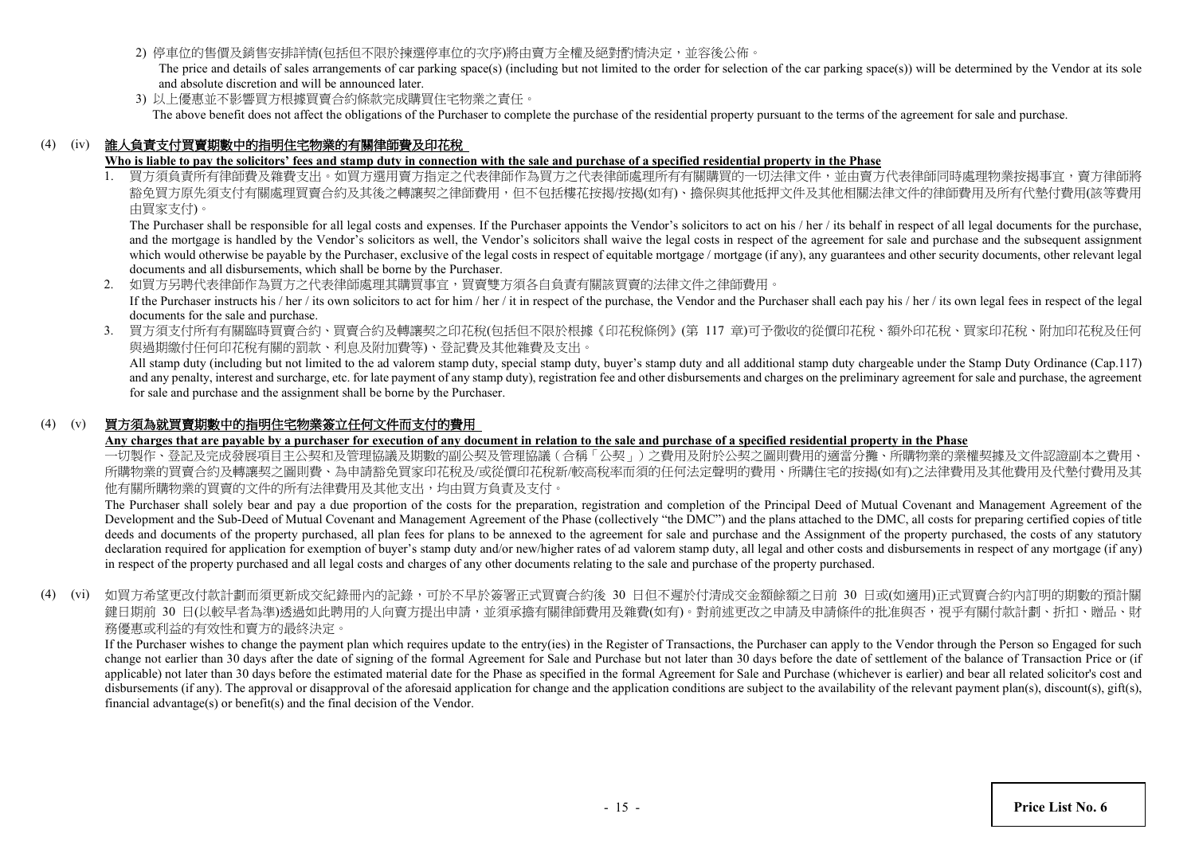2) 停車位的售價及銷售安排詳情(包括但不限於揀選停車位的次序)將由賣方全權及絕對酌情決定，並容後公佈。

The price and details of sales arrangements of car parking space(s) (including but not limited to the order for selection of the car parking space(s)) will be determined by the Vendor at its sole and absolute discretion and will be announced later.

3) 以上優惠並不影響買方根據買賣合約條款完成購買住宅物業之責任。

The above benefit does not affect the obligations of the Purchaser to complete the purchase of the residential property pursuant to the terms of the agreement for sale and purchase.

## (4) (iv) 誰人負責支付買賣期數中的指明住宅物業的有關律師費及印花稅

**Who is liable to pay the solicitors' fees and stamp duty in connection with the sale and purchase of a specified residential property in the Phase**

1. 買方須負責所有律師費及雜費支出。如買方選用賣方指定之代表律師作為買方之代表律師處理所有有關購買的一切法律文件，並由賣方代表律師同時處理物業按揭事宜，賣方律師將豁免買方原先須支付有關處理買賣合約及其後之轉讓契之律師費用，但不包括樓花按揭/按揭(如有)、擔保與其他抵押文件及其他相關法律文件的律師費用及所有代墊付費用(該等費用由買家支付)。

   The Purchaser shall be responsible for all legal costs and expenses. If the Purchaser appoints the Vendor's solicitors to act on his / her / its behalf in respect of all legal documents for the purchase, and the mortgage is handled by the Vendor's solicitors as well, the Vendor's solicitors shall waive the legal costs in respect of the agreement for sale and purchase and the subsequent assignment which would otherwise be payable by the Purchaser, exclusive of the legal costs in respect of equitable mortgage / mortgage (if any), any guarantees and other security documents, other relevant legal documents and all disbursements, which shall be borne by the Purchaser.

2. 如買方另聘代表律師作為買方之代表律師處理其購買事宜，買賣雙方須各自負責有關該買賣的法律文件之律師費用。

   If the Purchaser instructs his / her / its own solicitors to act for him / her / it in respect of the purchase, the Vendor and the Purchaser shall each pay his / her / its own legal fees in respect of the legal documents for the sale and purchase.

3. 買方須支付所有有關臨時買賣合約、買賣合約及轉讓契之印花稅(包括但不限於根據《印花稅條例》(第 117 章)可予徵收的從價印花稅、額外印花稅、買家印花稅、附加印花稅及任何與過期繳付任何印花稅有關的罰款、利息及附加費等)、登記費及其他雜費及支出。

   All stamp duty (including but not limited to the ad valorem stamp duty, special stamp duty, buyer's stamp duty and all additional stamp duty chargeable under the Stamp Duty Ordinance (Cap.117) and any penalty, interest and surcharge, etc. for late payment of any stamp duty), registration fee and other disbursements and charges on the preliminary agreement for sale and purchase, the agreement for sale and purchase and the assignment shall be borne by the Purchaser.

## (4) (v) 買方須為就買賣期數中的指明住宅物業簽立任何文件而支付的費用

**Any charges that are payable by a purchaser for execution of any document in relation to the sale and purchase of a specified residential property in the Phase**

一切製作、登記及完成發展項目主公契和及管理協議及期數的副公契及管理協議（合稱「公契」）之費用及附於公契之圖則費用的適當分攤、所購物業的業權契據及文件認證副本之費用、所購物業的買賣合約及轉讓契之圖則費、為申請豁免買家印花稅及/或從價印花稅新/較高稅率而須的任何法定聲明的費用、所購住宅的按揭(如有)之法律費用及其他費用及代墊付費用及其他有關所購物業的買賣的文件的所有法律費用及其他支出，均由買方負責及支付。

The Purchaser shall solely bear and pay a due proportion of the costs for the preparation, registration and completion of the Principal Deed of Mutual Covenant and Management Agreement of the Development and the Sub-Deed of Mutual Covenant and Management Agreement of the Phase (collectively "the DMC") and the plans attached to the DMC, all costs for preparing certified copies of title deeds and documents of the property purchased, all plan fees for plans to be annexed to the agreement for sale and purchase and the Assignment of the property purchased, the costs of any statutory declaration required for application for exemption of buyer's stamp duty and/or new/higher rates of ad valorem stamp duty, all legal and other costs and disbursements in respect of any mortgage (if any) in respect of the property purchased and all legal costs and charges of any other documents relating to the sale and purchase of the property purchased.

(4) (vi) 如買方希望更改付款計劃而須更新成交紀錄冊內的記錄，可於不早於簽署正式買賣合約後 30 日但不遲於付清成交金額餘額之日前 30 日或(如適用)正式買賣合約內訂明的期數的預計關鍵日期前 30 日(以較早者為準)透過如此聘用的人向賣方提出申請，並須承擔有關律師費用及雜費(如有)。對前述更改之申請及申請條件的批准與否，視乎有關付款計劃、折扣、贈品、財務優惠或利益的有效性和賣方的最終決定。

If the Purchaser wishes to change the payment plan which requires update to the entry(ies) in the Register of Transactions, the Purchaser can apply to the Vendor through the Person so Engaged for such change not earlier than 30 days after the date of signing of the formal Agreement for Sale and Purchase but not later than 30 days before the date of settlement of the balance of Transaction Price or (if applicable) not later than 30 days before the estimated material date for the Phase as specified in the formal Agreement for Sale and Purchase (whichever is earlier) and bear all related solicitor's cost and disbursements (if any). The approval or disapproval of the aforesaid application for change and the application conditions are subject to the availability of the relevant payment plan(s), discount(s), gift(s), financial advantage(s) or benefit(s) and the final decision of the Vendor.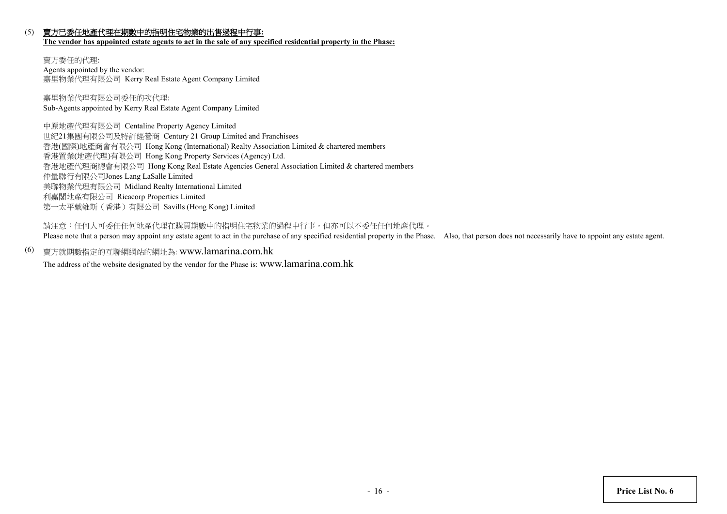(5) **<u>賣方已委任地產代理在期數中的指明住宅物業的出售過程中行事:</u>**
**<u>The vendor has appointed estate agents to act in the sale of any specified residential property in the Phase:</u>**

賣方委任的代理:
Agents appointed by the vendor:
嘉里物業代理有限公司 Kerry Real Estate Agent Company Limited

嘉里物業代理有限公司委任的次代理:
Sub-Agents appointed by Kerry Real Estate Agent Company Limited

中原地產代理有限公司 Centaline Property Agency Limited
世紀21集團有限公司及特許經營商 Century 21 Group Limited and Franchisees
香港(國際)地產商會有限公司 Hong Kong (International) Realty Association Limited & chartered members
香港置業(地產代理)有限公司 Hong Kong Property Services (Agency) Ltd.
香港地產代理商總會有限公司 Hong Kong Real Estate Agencies General Association Limited & chartered members
仲量聯行有限公司Jones Lang LaSalle Limited
美聯物業代理有限公司 Midland Realty International Limited
利嘉閣地產有限公司 Ricacorp Properties Limited
第一太平戴維斯（香港）有限公司 Savills (Hong Kong) Limited

請注意：任何人可委任任何地產代理在購買期數中的指明住宅物業的過程中行事，但亦可以不委任任何地產代理。
Please note that a person may appoint any estate agent to act in the purchase of any specified residential property in the Phase. Also, that person does not necessarily have to appoint any estate agent.

(6) 賣方就期數指定的互聯網網站的網址為: www.lamarina.com.hk
The address of the website designated by the vendor for the Phase is: www.lamarina.com.hk

**Price List No. 6**